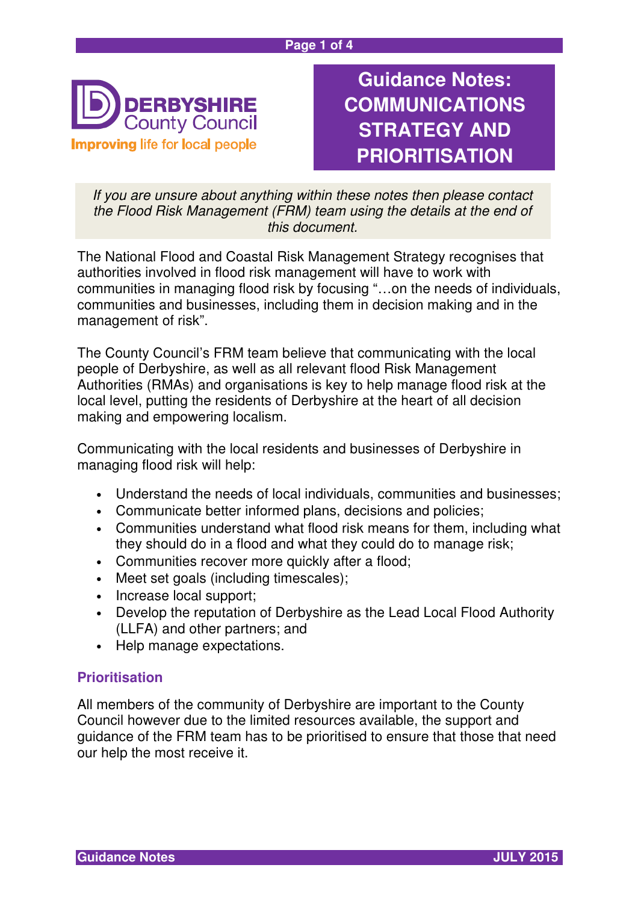DERBYSHIRE County Council

Improving life for local people

# Guidance Notes: COMMUNICATIONS STRATEGY AND PRIORITISATION

*If you are unsure about anything within these notes then please contact the Flood Risk Management (FRM) team using the details at the end of this document.*

The National Flood and Coastal Risk Management Strategy recognises that authorities involved in flood risk management will have to work with communities in managing flood risk by focusing "…on the needs of individuals, communities and businesses, including them in decision making and in the management of risk".

The County Council's FRM team believe that communicating with the local people of Derbyshire, as well as all relevant flood Risk Management Authorities (RMAs) and organisations is key to help manage flood risk at the local level, putting the residents of Derbyshire at the heart of all decision making and empowering localism.

Communicating with the local residents and businesses of Derbyshire in managing flood risk will help:

- Understand the needs of local individuals, communities and businesses;
- Communicate better informed plans, decisions and policies;
- Communities understand what flood risk means for them, including what they should do in a flood and what they could do to manage risk;
- Communities recover more quickly after a flood;
- Meet set goals (including timescales);
- Increase local support;
- Develop the reputation of Derbyshire as the Lead Local Flood Authority (LLFA) and other partners; and
- Help manage expectations.

## Prioritisation

All members of the community of Derbyshire are important to the County Council however due to the limited resources available, the support and guidance of the FRM team has to be prioritised to ensure that those that need our help the most receive it.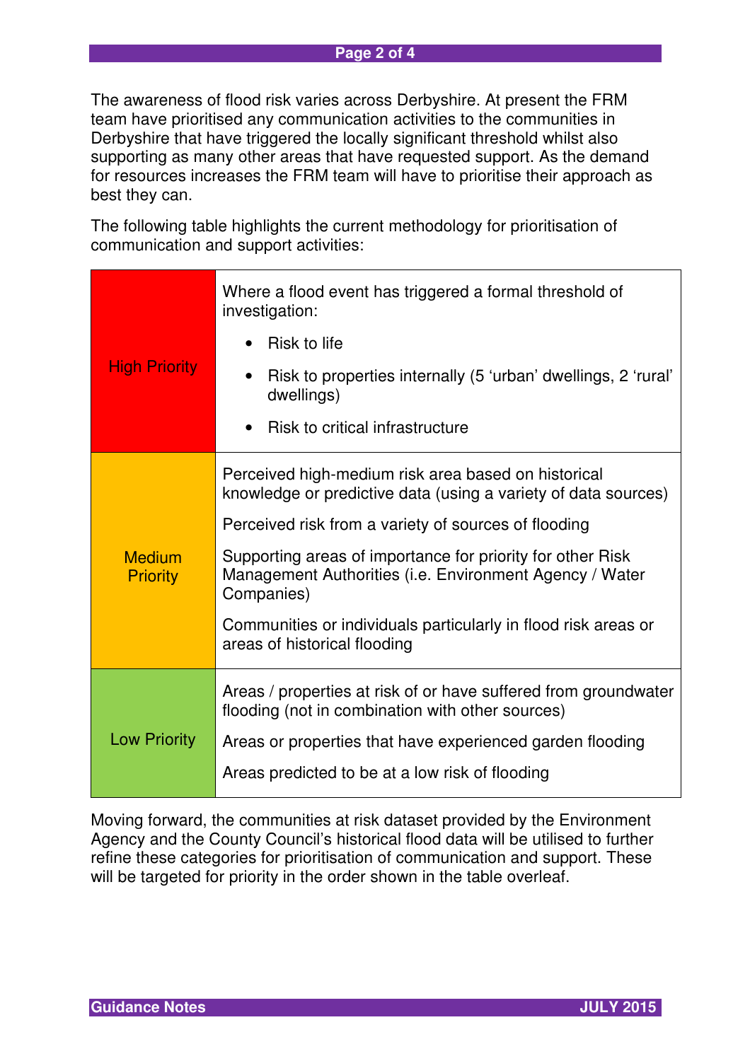The awareness of flood risk varies across Derbyshire. At present the FRM team have prioritised any communication activities to the communities in Derbyshire that have triggered the locally significant threshold whilst also supporting as many other areas that have requested support. As the demand for resources increases the FRM team will have to prioritise their approach as best they can.

The following table highlights the current methodology for prioritisation of communication and support activities:

| Priority | Criteria |
| --- | --- |
| High Priority | Where a flood event has triggered a formal threshold of investigation:<br>• Risk to life<br>• Risk to properties internally (5 'urban' dwellings, 2 'rural' dwellings)<br>• Risk to critical infrastructure |
| Medium Priority | Perceived high-medium risk area based on historical knowledge or predictive data (using a variety of data sources)<br>Perceived risk from a variety of sources of flooding<br>Supporting areas of importance for priority for other Risk Management Authorities (i.e. Environment Agency / Water Companies)<br>Communities or individuals particularly in flood risk areas or areas of historical flooding |
| Low Priority | Areas / properties at risk of or have suffered from groundwater flooding (not in combination with other sources)<br>Areas or properties that have experienced garden flooding<br>Areas predicted to be at a low risk of flooding |

Moving forward, the communities at risk dataset provided by the Environment Agency and the County Council's historical flood data will be utilised to further refine these categories for prioritisation of communication and support. These will be targeted for priority in the order shown in the table overleaf.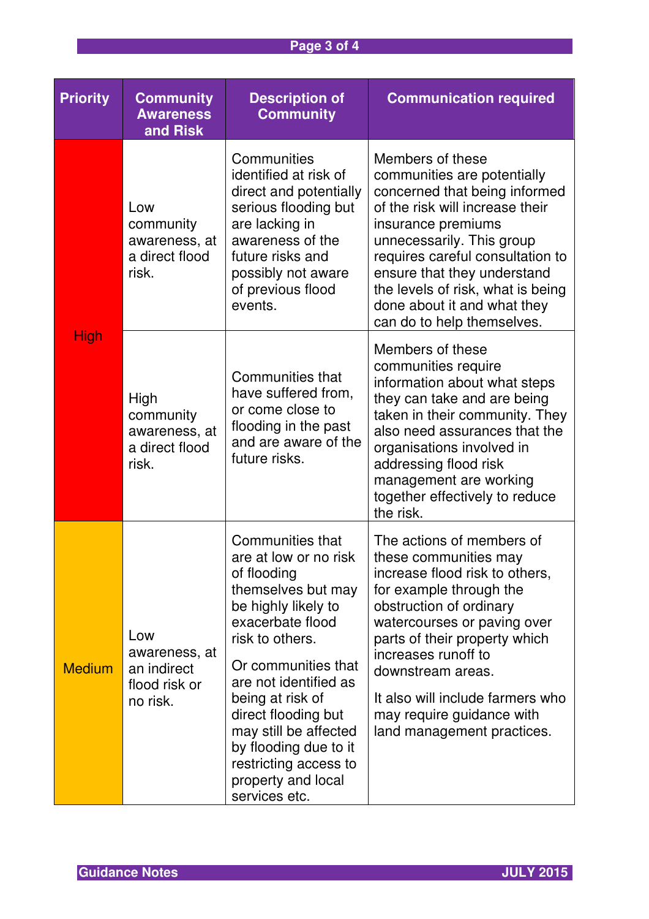| Priority | Community Awareness and Risk | Description of Community | Communication required |
|---|---|---|---|
| High | Low community awareness, at a direct flood risk. | Communities identified at risk of direct and potentially serious flooding but are lacking in awareness of the future risks and possibly not aware of previous flood events. | Members of these communities are potentially concerned that being informed of the risk will increase their insurance premiums unnecessarily. This group requires careful consultation to ensure that they understand the levels of risk, what is being done about it and what they can do to help themselves. |
| | High community awareness, at a direct flood risk. | Communities that have suffered from, or come close to flooding in the past and are aware of the future risks. | Members of these communities require information about what steps they can take and are being taken in their community. They also need assurances that the organisations involved in addressing flood risk management are working together effectively to reduce the risk. |
| Medium | Low awareness, at an indirect flood risk or no risk. | Communities that are at low or no risk of flooding themselves but may be highly likely to exacerbate flood risk to others.<br><br>Or communities that are not identified as being at risk of direct flooding but may still be affected by flooding due to it restricting access to property and local services etc. | The actions of members of these communities may increase flood risk to others, for example through the obstruction of ordinary watercourses or paving over parts of their property which increases runoff to downstream areas.<br><br>It also will include farmers who may require guidance with land management practices. |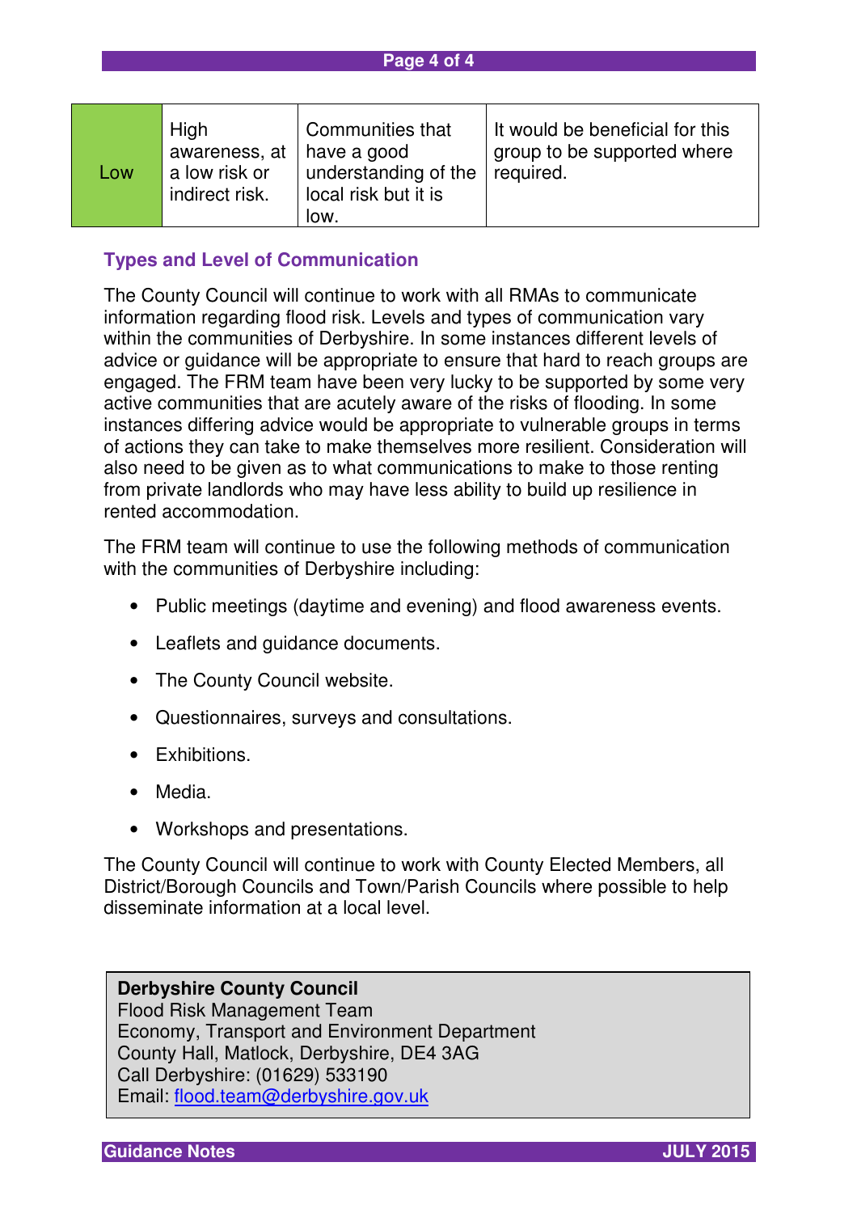| | | | |
|---|---|---|---|
| Low | High awareness, at a low risk or indirect risk. | Communities that have a good understanding of the local risk but it is low. | It would be beneficial for this group to be supported where required. |

### Types and Level of Communication

The County Council will continue to work with all RMAs to communicate information regarding flood risk. Levels and types of communication vary within the communities of Derbyshire. In some instances different levels of advice or guidance will be appropriate to ensure that hard to reach groups are engaged. The FRM team have been very lucky to be supported by some very active communities that are acutely aware of the risks of flooding. In some instances differing advice would be appropriate to vulnerable groups in terms of actions they can take to make themselves more resilient. Consideration will also need to be given as to what communications to make to those renting from private landlords who may have less ability to build up resilience in rented accommodation.

The FRM team will continue to use the following methods of communication with the communities of Derbyshire including:

- Public meetings (daytime and evening) and flood awareness events.
- Leaflets and guidance documents.
- The County Council website.
- Questionnaires, surveys and consultations.
- Exhibitions.
- Media.
- Workshops and presentations.

The County Council will continue to work with County Elected Members, all District/Borough Councils and Town/Parish Councils where possible to help disseminate information at a local level.

**Derbyshire County Council**
Flood Risk Management Team
Economy, Transport and Environment Department
County Hall, Matlock, Derbyshire, DE4 3AG
Call Derbyshire: (01629) 533190
Email: flood.team@derbyshire.gov.uk